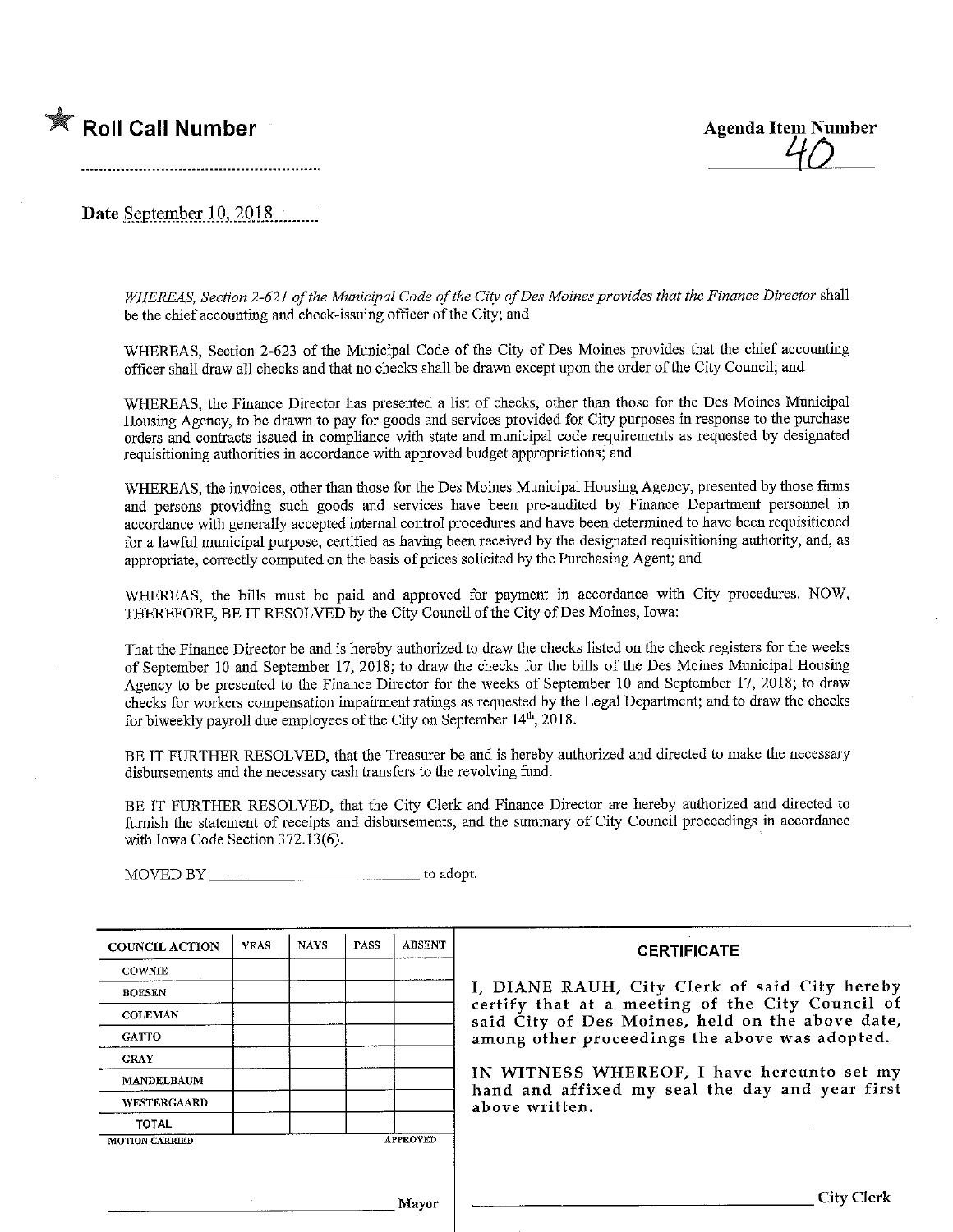★ **Roll Call Number**

..........................................................

**Agenda Item Number**

40

**Date** September 10, 2018

*WHEREAS, Section 2-621 of the Municipal Code of the City of Des Moines provides that the Finance Director* shall be the chief accounting and check-issuing officer of the City; and

WHEREAS, Section 2-623 of the Municipal Code of the City of Des Moines provides that the chief accounting officer shall draw all checks and that no checks shall be drawn except upon the order of the City Council; and

WHEREAS, the Finance Director has presented a list of checks, other than those for the Des Moines Municipal Housing Agency, to be drawn to pay for goods and services provided for City purposes in response to the purchase orders and contracts issued in compliance with state and municipal code requirements as requested by designated requisitioning authorities in accordance with approved budget appropriations; and

WHEREAS, the invoices, other than those for the Des Moines Municipal Housing Agency, presented by those firms and persons providing such goods and services have been pre-audited by Finance Department personnel in accordance with generally accepted internal control procedures and have been determined to have been requisitioned for a lawful municipal purpose, certified as having been received by the designated requisitioning authority, and, as appropriate, correctly computed on the basis of prices solicited by the Purchasing Agent; and

WHEREAS, the bills must be paid and approved for payment in accordance with City procedures. NOW, THEREFORE, BE IT RESOLVED by the City Council of the City of Des Moines, Iowa:

That the Finance Director be and is hereby authorized to draw the checks listed on the check registers for the weeks of September 10 and September 17, 2018; to draw the checks for the bills of the Des Moines Municipal Housing Agency to be presented to the Finance Director for the weeks of September 10 and September 17, 2018; to draw checks for workers compensation impairment ratings as requested by the Legal Department; and to draw the checks for biweekly payroll due employees of the City on September 14th, 2018.

BE IT FURTHER RESOLVED, that the Treasurer be and is hereby authorized and directed to make the necessary disbursements and the necessary cash transfers to the revolving fund.

BE IT FURTHER RESOLVED, that the City Clerk and Finance Director are hereby authorized and directed to furnish the statement of receipts and disbursements, and the summary of City Council proceedings in accordance with Iowa Code Section 372.13(6).

MOVED BY ______________________ to adopt.

| COUNCIL ACTION | YEAS | NAYS | PASS | ABSENT |
|---|---|---|---|---|
| COWNIE | | | | |
| BOESEN | | | | |
| COLEMAN | | | | |
| GATTO | | | | |
| GRAY | | | | |
| MANDELBAUM | | | | |
| WESTERGAARD | | | | |
| TOTAL | | | | |
| MOTION CARRIED | | | | APPROVED |

______________________ Mayor

**CERTIFICATE**

I, DIANE RAUH, City Clerk of said City hereby certify that at a meeting of the City Council of said City of Des Moines, held on the above date, among other proceedings the above was adopted.

IN WITNESS WHEREOF, I have hereunto set my hand and affixed my seal the day and year first above written.

______________________ City Clerk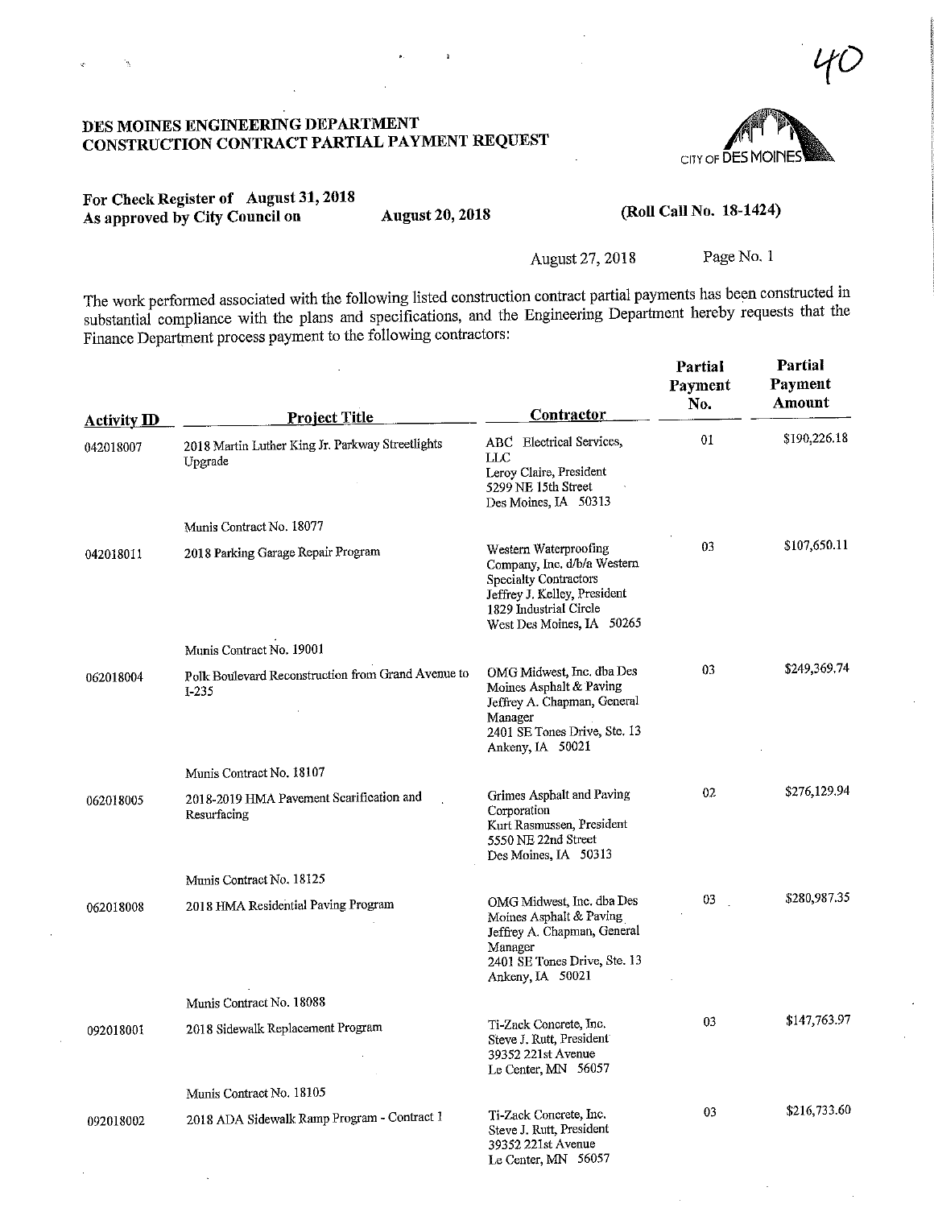40

# DES MOINES ENGINEERING DEPARTMENT
# CONSTRUCTION CONTRACT PARTIAL PAYMENT REQUEST

CITY OF DES MOINES

**For Check Register of August 31, 2018**
**As approved by City Council on August 20, 2018** **(Roll Call No. 18-1424)**

August 27, 2018 Page No. 1

The work performed associated with the following listed construction contract partial payments has been constructed in substantial compliance with the plans and specifications, and the Engineering Department hereby requests that the Finance Department process payment to the following contractors:

| Activity ID | Project Title | Contractor | Partial Payment No. | Partial Payment Amount |
|---|---|---|---|---|
| 042018007 | 2018 Martin Luther King Jr. Parkway Streetlights Upgrade<br><br>Munis Contract No. 18077 | ABC Electrical Services, LLC<br>Leroy Claire, President<br>5299 NE 15th Street<br>Des Moines, IA 50313 | 01 | $190,226.18 |
| 042018011 | 2018 Parking Garage Repair Program<br><br>Munis Contract No. 19001 | Western Waterproofing Company, Inc. d/b/a Western Specialty Contractors<br>Jeffrey J. Kelley, President<br>1829 Industrial Circle<br>West Des Moines, IA 50265 | 03 | $107,650.11 |
| 062018004 | Polk Boulevard Reconstruction from Grand Avenue to I-235<br><br>Munis Contract No. 18107 | OMG Midwest, Inc. dba Des Moines Asphalt & Paving<br>Jeffrey A. Chapman, General Manager<br>2401 SE Tones Drive, Ste. 13<br>Ankeny, IA 50021 | 03 | $249,369.74 |
| 062018005 | 2018-2019 HMA Pavement Scarification and Resurfacing<br><br>Munis Contract No. 18125 | Grimes Asphalt and Paving Corporation<br>Kurt Rasmussen, President<br>5550 NE 22nd Street<br>Des Moines, IA 50313 | 02 | $276,129.94 |
| 062018008 | 2018 HMA Residential Paving Program<br><br>Munis Contract No. 18088 | OMG Midwest, Inc. dba Des Moines Asphalt & Paving<br>Jeffrey A. Chapman, General Manager<br>2401 SE Tones Drive, Ste. 13<br>Ankeny, IA 50021 | 03 | $280,987.35 |
| 092018001 | 2018 Sidewalk Replacement Program<br><br>Munis Contract No. 18105 | Ti-Zack Concrete, Inc.<br>Steve J. Rutt, President<br>39352 221st Avenue<br>Le Center, MN 56057 | 03 | $147,763.97 |
| 092018002 | 2018 ADA Sidewalk Ramp Program - Contract 1 | Ti-Zack Concrete, Inc.<br>Steve J. Rutt, President<br>39352 221st Avenue<br>Le Center, MN 56057 | 03 | $216,733.60 |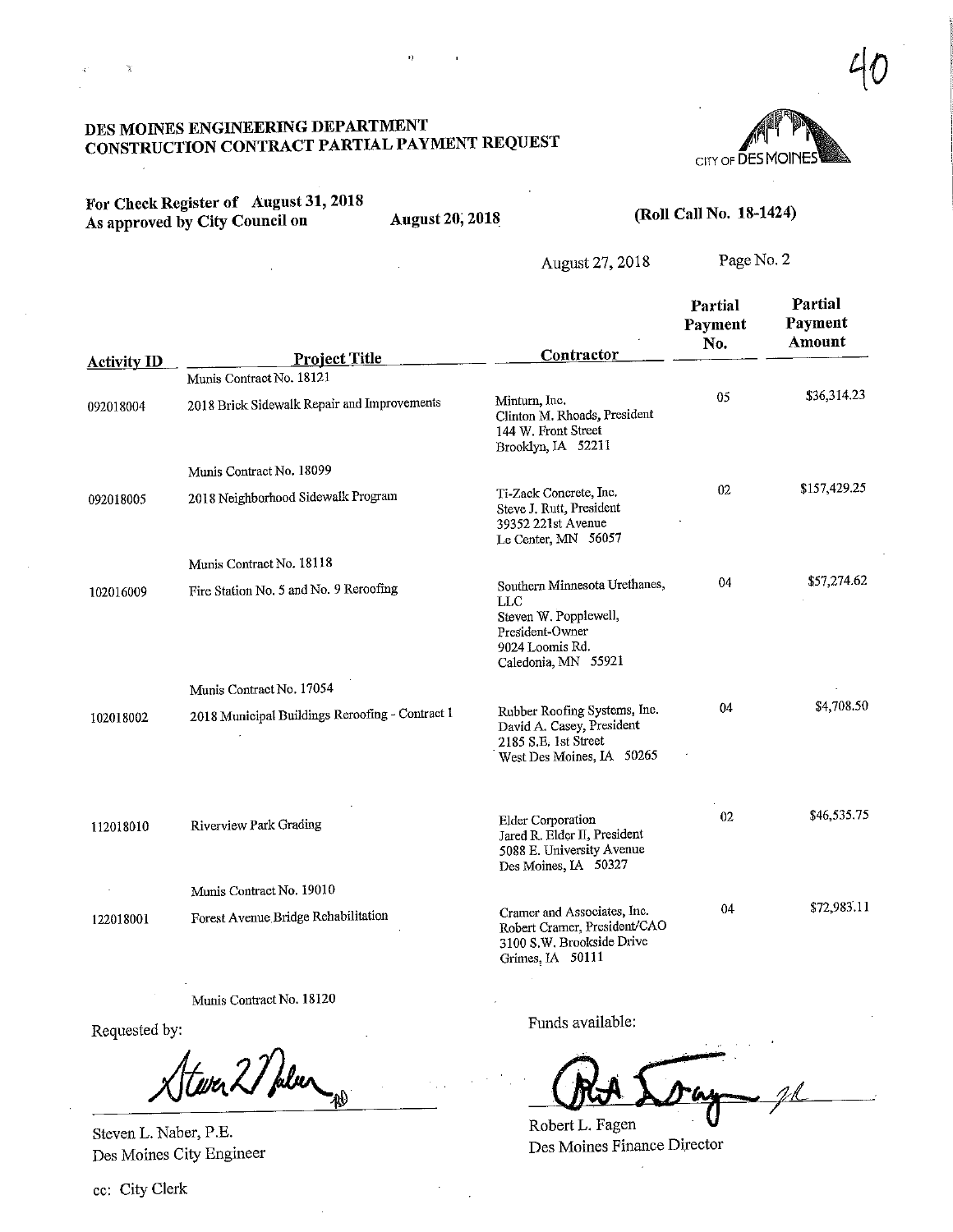# DES MOINES ENGINEERING DEPARTMENT
# CONSTRUCTION CONTRACT PARTIAL PAYMENT REQUEST

CITY OF DES MOINES

**For Check Register of August 31, 2018**
**As approved by City Council on August 20, 2018** **(Roll Call No. 18-1424)**

August 27, 2018

| Activity ID | Project Title | Contractor | Partial Payment No. | Partial Payment Amount |
|---|---|---|---|---|
| | Munis Contract No. 18121 | | | |
| 092018004 | 2018 Brick Sidewalk Repair and Improvements | Minturn, Inc.<br>Clinton M. Rhoads, President<br>144 W. Front Street<br>Brooklyn, IA 52211 | 05 | $36,314.23 |
| | Munis Contract No. 18099 | | | |
| 092018005 | 2018 Neighborhood Sidewalk Program | Ti-Zack Concrete, Inc.<br>Steve J. Rutt, President<br>39352 221st Avenue<br>Le Center, MN 56057 | 02 | $157,429.25 |
| | Munis Contract No. 18118 | | | |
| 102016009 | Fire Station No. 5 and No. 9 Reroofing | Southern Minnesota Urethanes, LLC<br>Steven W. Popplewell, President-Owner<br>9024 Loomis Rd.<br>Caledonia, MN 55921 | 04 | $57,274.62 |
| | Munis Contract No. 17054 | | | |
| 102018002 | 2018 Municipal Buildings Reroofing - Contract 1 | Rubber Roofing Systems, Inc.<br>David A. Casey, President<br>2185 S.E. 1st Street<br>West Des Moines, IA 50265 | 04 | $4,708.50 |
| 112018010 | Riverview Park Grading | Elder Corporation<br>Jared R. Elder II, President<br>5088 E. University Avenue<br>Des Moines, IA 50327 | 02 | $46,535.75 |
| | Munis Contract No. 19010 | | | |
| 122018001 | Forest Avenue Bridge Rehabilitation | Cramer and Associates, Inc.<br>Robert Cramer, President/CAO<br>3100 S.W. Brookside Drive<br>Grimes, IA 50111 | 04 | $72,983.11 |
| | Munis Contract No. 18120 | | | |

Requested by:

Steven L. Naber, P.E.
Des Moines City Engineer

Funds available:

Robert L. Fagen
Des Moines Finance Director

cc: City Clerk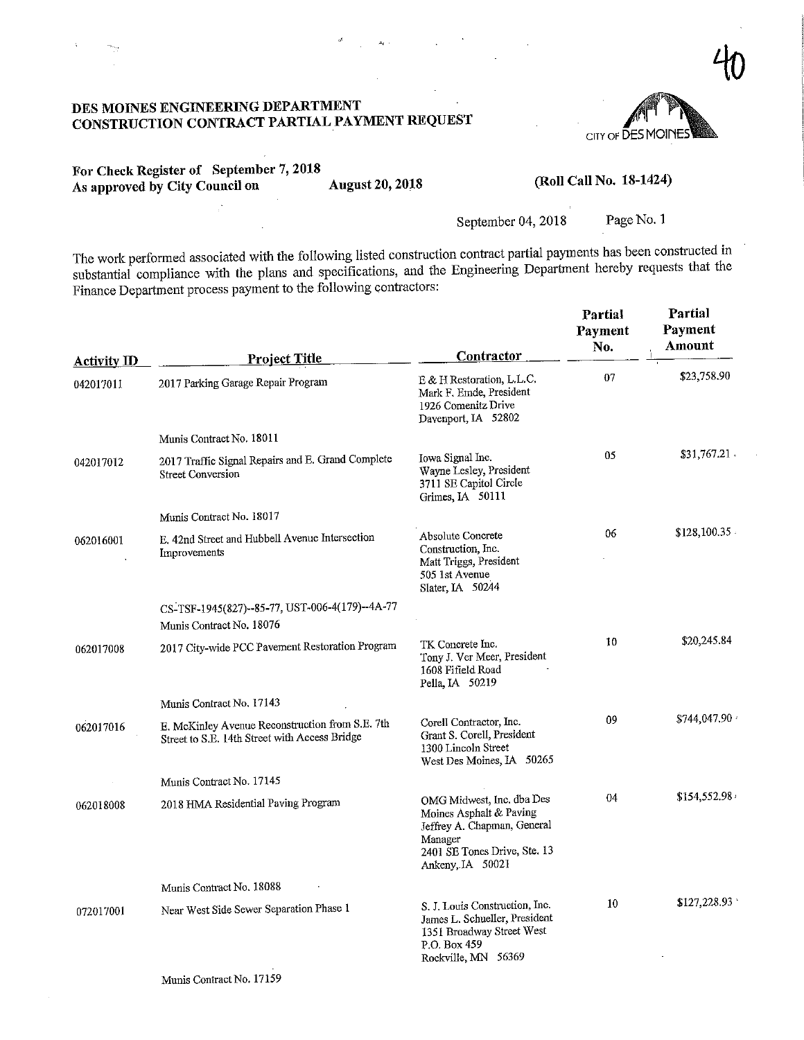40

**DES MOINES ENGINEERING DEPARTMENT**
**CONSTRUCTION CONTRACT PARTIAL PAYMENT REQUEST**

CITY OF DES MOINES

**For Check Register of September 7, 2018**
**As approved by City Council on August 20, 2018** **(Roll Call No. 18-1424)**

September 04, 2018 Page No. 1

The work performed associated with the following listed construction contract partial payments has been constructed in substantial compliance with the plans and specifications, and the Engineering Department hereby requests that the Finance Department process payment to the following contractors:

| Activity ID | Project Title | Contractor | Partial Payment No. | Partial Payment Amount |
|---|---|---|---|---|
| 042017011 | 2017 Parking Garage Repair Program<br>Munis Contract No. 18011 | E & H Restoration, L.L.C.<br>Mark F. Emde, President<br>1926 Comenitz Drive<br>Davenport, IA 52802 | 07 | $23,758.90 |
| 042017012 | 2017 Traffic Signal Repairs and E. Grand Complete Street Conversion<br>Munis Contract No. 18017 | Iowa Signal Inc.<br>Wayne Lesley, President<br>3711 SE Capitol Circle<br>Grimes, IA 50111 | 05 | $31,767.21 |
| 062016001 | E. 42nd Street and Hubbell Avenue Intersection Improvements<br>CS-TSF-1945(827)--85-77, UST-006-4(179)--4A-77<br>Munis Contract No. 18076 | Absolute Concrete Construction, Inc.<br>Matt Triggs, President<br>505 1st Avenue<br>Slater, IA 50244 | 06 | $128,100.35 |
| 062017008 | 2017 City-wide PCC Pavement Restoration Program<br>Munis Contract No. 17143 | TK Concrete Inc.<br>Tony J. Ver Meer, President<br>1608 Fifield Road<br>Pella, IA 50219 | 10 | $20,245.84 |
| 062017016 | E. McKinley Avenue Reconstruction from S.E. 7th Street to S.E. 14th Street with Access Bridge<br>Munis Contract No. 17145 | Corell Contractor, Inc.<br>Grant S. Corell, President<br>1300 Lincoln Street<br>West Des Moines, IA 50265 | 09 | $744,047.90 |
| 062018008 | 2018 HMA Residential Paving Program<br>Munis Contract No. 18088 | OMG Midwest, Inc. dba Des Moines Asphalt & Paving<br>Jeffrey A. Chapman, General Manager<br>2401 SE Tones Drive, Ste. 13<br>Ankeny, IA 50021 | 04 | $154,552.98 |
| 072017001 | Near West Side Sewer Separation Phase 1<br>Munis Contract No. 17159 | S. J. Louis Construction, Inc.<br>James L. Schueller, President<br>1351 Broadway Street West<br>P.O. Box 459<br>Rockville, MN 56369 | 10 | $127,228.93 |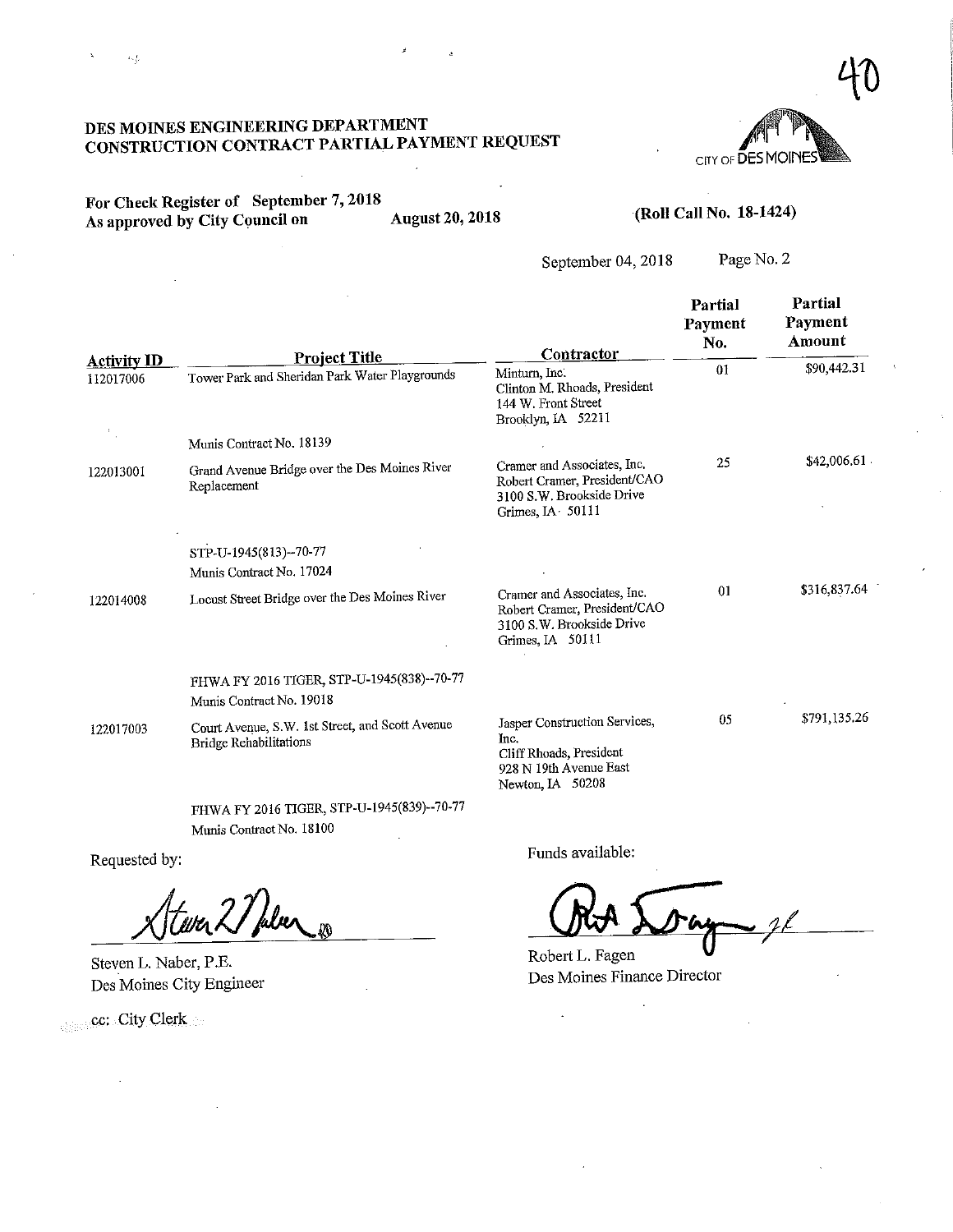40

# DES MOINES ENGINEERING DEPARTMENT
# CONSTRUCTION CONTRACT PARTIAL PAYMENT REQUEST

CITY OF DES MOINES

**For Check Register of September 7, 2018**
**As approved by City Council on August 20, 2018**

**(Roll Call No. 18-1424)**

September 04, 2018 Page No. 2

| Activity ID | Project Title | Contractor | Partial Payment No. | Partial Payment Amount |
|---|---|---|---|---|
| 112017006 | Tower Park and Sheridan Park Water Playgrounds<br><br>Munis Contract No. 18139 | Minturn, Inc.<br>Clinton M. Rhoads, President<br>144 W. Front Street<br>Brooklyn, IA 52211 | 01 | $90,442.31 |
| 122013001 | Grand Avenue Bridge over the Des Moines River Replacement<br><br>STP-U-1945(813)--70-77<br>Munis Contract No. 17024 | Cramer and Associates, Inc.<br>Robert Cramer, President/CAO<br>3100 S.W. Brookside Drive<br>Grimes, IA 50111 | 25 | $42,006.61 |
| 122014008 | Locust Street Bridge over the Des Moines River<br><br>FHWA FY 2016 TIGER, STP-U-1945(838)--70-77<br>Munis Contract No. 19018 | Cramer and Associates, Inc.<br>Robert Cramer, President/CAO<br>3100 S.W. Brookside Drive<br>Grimes, IA 50111 | 01 | $316,837.64 |
| 122017003 | Court Avenue, S.W. 1st Street, and Scott Avenue Bridge Rehabilitations<br><br>FHWA FY 2016 TIGER, STP-U-1945(839)--70-77<br>Munis Contract No. 18100 | Jasper Construction Services, Inc.<br>Cliff Rhoads, President<br>928 N 19th Avenue East<br>Newton, IA 50208 | 05 | $791,135.26 |

Requested by:

Steven L. Naber, P.E.
Des Moines City Engineer

Funds available:

Robert L. Fagen
Des Moines Finance Director

cc: City Clerk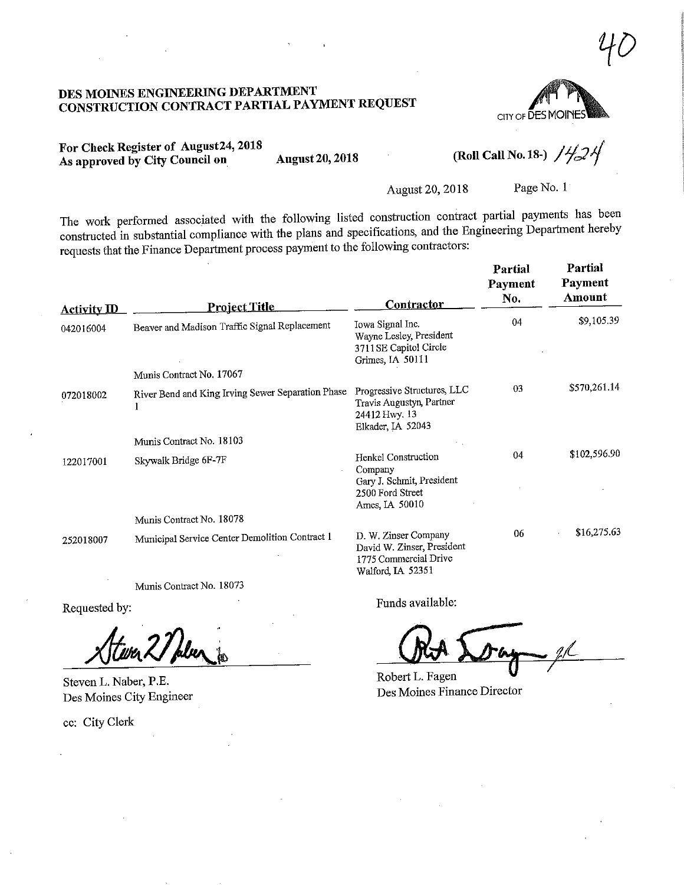40

# DES MOINES ENGINEERING DEPARTMENT
# CONSTRUCTION CONTRACT PARTIAL PAYMENT REQUEST

CITY OF DES MOINES

**For Check Register of August24, 2018**
**As approved by City Council on** **August 20, 2018** **(Roll Call No. 18-)** 1424

August 20, 2018 Page No. 1

The work performed associated with the following listed construction contract partial payments has been constructed in substantial compliance with the plans and specifications, and the Engineering Department hereby requests that the Finance Department process payment to the following contractors:

| Activity ID | Project Title | Contractor | Partial Payment No. | Partial Payment Amount |
|---|---|---|---|---|
| 042016004 | Beaver and Madison Traffic Signal Replacement<br><br>Munis Contract No. 17067 | Iowa Signal Inc.<br>Wayne Lesley, President<br>3711 SE Capitol Circle<br>Grimes, IA 50111 | 04 | $9,105.39 |
| 072018002 | River Bend and King Irving Sewer Separation Phase 1<br><br>Munis Contract No. 18103 | Progressive Structures, LLC<br>Travis Augustyn, Partner<br>24412 Hwy. 13<br>Elkader, IA 52043 | 03 | $570,261.14 |
| 122017001 | Skywalk Bridge 6F-7F<br><br>Munis Contract No. 18078 | Henkel Construction Company<br>Gary J. Schmit, President<br>2500 Ford Street<br>Ames, IA 50010 | 04 | $102,596.90 |
| 252018007 | Municipal Service Center Demolition Contract 1<br><br>Munis Contract No. 18073 | D. W. Zinser Company<br>David W. Zinser, President<br>1775 Commercial Drive<br>Walford, IA 52351 | 06 | $16,275.63 |

Requested by:

Steven L. Naber, P.E.
Des Moines City Engineer

cc: City Clerk

Funds available:

Robert L. Fagen
Des Moines Finance Director